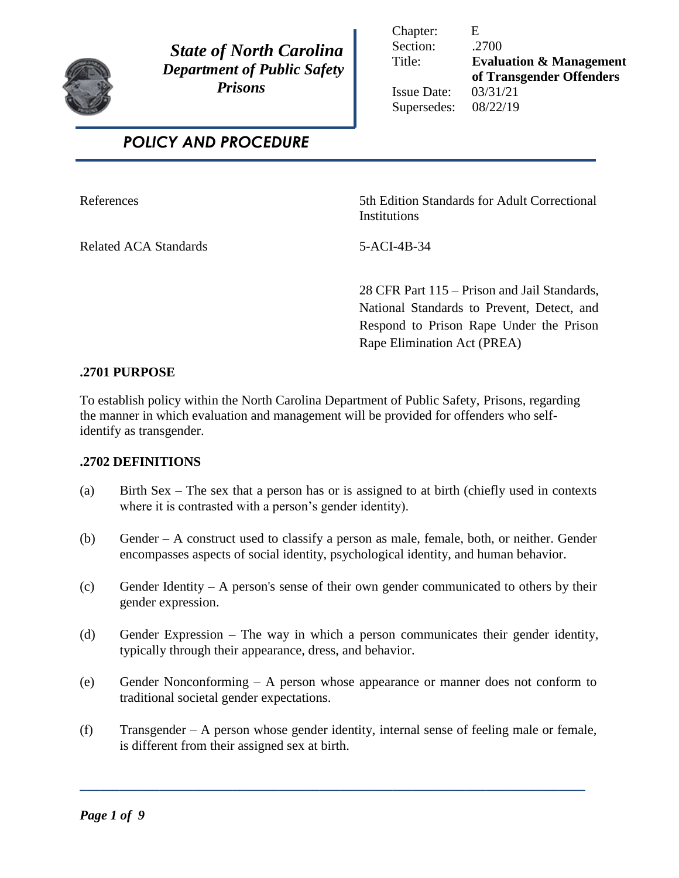***State of North Carolina***
***Department of Public Safety***
***Prisons***

| | |
|---|---|
| Chapter: | E |
| Section: | .2700 |
| Title: | **Evaluation & Management of Transgender Offenders** |
| Issue Date: | 03/31/21 |
| Supersedes: | 08/22/19 |

## *POLICY AND PROCEDURE*

| | |
|---|---|
| References | 5th Edition Standards for Adult Correctional Institutions |
| Related ACA Standards | 5-ACI-4B-34 |
| | 28 CFR Part 115 – Prison and Jail Standards, National Standards to Prevent, Detect, and Respond to Prison Rape Under the Prison Rape Elimination Act (PREA) |

### .2701 PURPOSE

To establish policy within the North Carolina Department of Public Safety, Prisons, regarding the manner in which evaluation and management will be provided for offenders who self-identify as transgender.

### .2702 DEFINITIONS

(a) Birth Sex – The sex that a person has or is assigned to at birth (chiefly used in contexts where it is contrasted with a person's gender identity).

(b) Gender – A construct used to classify a person as male, female, both, or neither. Gender encompasses aspects of social identity, psychological identity, and human behavior.

(c) Gender Identity – A person's sense of their own gender communicated to others by their gender expression.

(d) Gender Expression – The way in which a person communicates their gender identity, typically through their appearance, dress, and behavior.

(e) Gender Nonconforming – A person whose appearance or manner does not conform to traditional societal gender expectations.

(f) Transgender – A person whose gender identity, internal sense of feeling male or female, is different from their assigned sex at birth.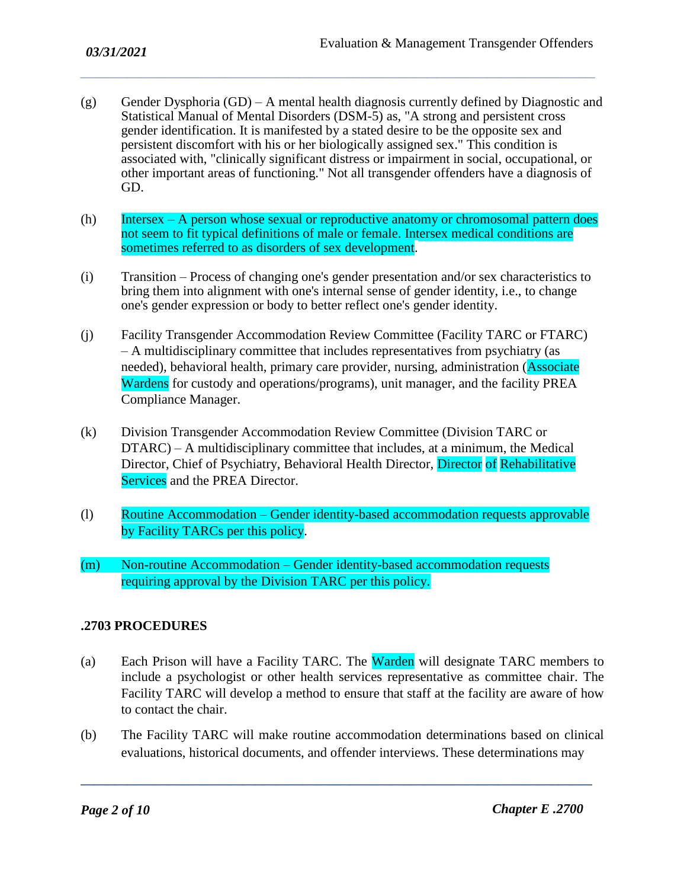(g) Gender Dysphoria (GD) – A mental health diagnosis currently defined by Diagnostic and Statistical Manual of Mental Disorders (DSM-5) as, "A strong and persistent cross gender identification. It is manifested by a stated desire to be the opposite sex and persistent discomfort with his or her biologically assigned sex." This condition is associated with, "clinically significant distress or impairment in social, occupational, or other important areas of functioning." Not all transgender offenders have a diagnosis of GD.

(h) Intersex – A person whose sexual or reproductive anatomy or chromosomal pattern does not seem to fit typical definitions of male or female. Intersex medical conditions are sometimes referred to as disorders of sex development.

(i) Transition – Process of changing one's gender presentation and/or sex characteristics to bring them into alignment with one's internal sense of gender identity, i.e., to change one's gender expression or body to better reflect one's gender identity.

(j) Facility Transgender Accommodation Review Committee (Facility TARC or FTARC) – A multidisciplinary committee that includes representatives from psychiatry (as needed), behavioral health, primary care provider, nursing, administration (Associate Wardens for custody and operations/programs), unit manager, and the facility PREA Compliance Manager.

(k) Division Transgender Accommodation Review Committee (Division TARC or DTARC) – A multidisciplinary committee that includes, at a minimum, the Medical Director, Chief of Psychiatry, Behavioral Health Director, Director of Rehabilitative Services and the PREA Director.

(l) Routine Accommodation – Gender identity-based accommodation requests approvable by Facility TARCs per this policy.

(m) Non-routine Accommodation – Gender identity-based accommodation requests requiring approval by the Division TARC per this policy.

## .2703 PROCEDURES

(a) Each Prison will have a Facility TARC. The Warden will designate TARC members to include a psychologist or other health services representative as committee chair. The Facility TARC will develop a method to ensure that staff at the facility are aware of how to contact the chair.

(b) The Facility TARC will make routine accommodation determinations based on clinical evaluations, historical documents, and offender interviews. These determinations may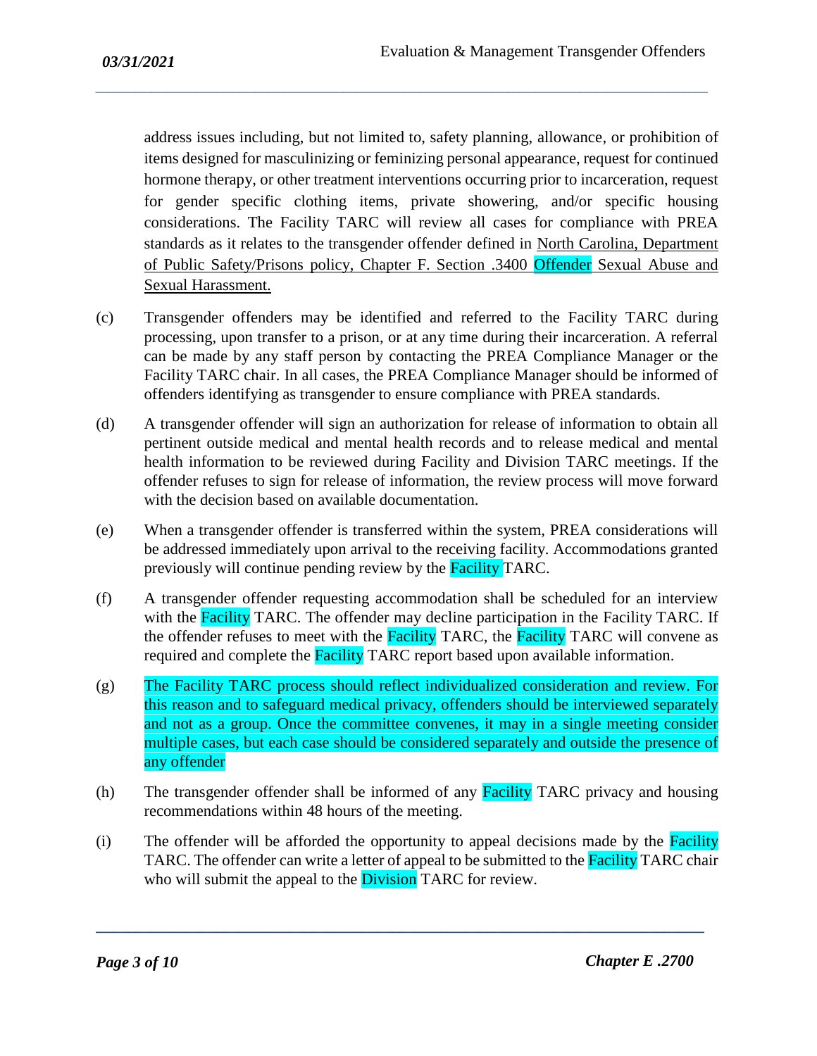address issues including, but not limited to, safety planning, allowance, or prohibition of items designed for masculinizing or feminizing personal appearance, request for continued hormone therapy, or other treatment interventions occurring prior to incarceration, request for gender specific clothing items, private showering, and/or specific housing considerations. The Facility TARC will review all cases for compliance with PREA standards as it relates to the transgender offender defined in North Carolina, Department of Public Safety/Prisons policy, Chapter F. Section .3400 Offender Sexual Abuse and Sexual Harassment.

(c) Transgender offenders may be identified and referred to the Facility TARC during processing, upon transfer to a prison, or at any time during their incarceration. A referral can be made by any staff person by contacting the PREA Compliance Manager or the Facility TARC chair. In all cases, the PREA Compliance Manager should be informed of offenders identifying as transgender to ensure compliance with PREA standards.

(d) A transgender offender will sign an authorization for release of information to obtain all pertinent outside medical and mental health records and to release medical and mental health information to be reviewed during Facility and Division TARC meetings. If the offender refuses to sign for release of information, the review process will move forward with the decision based on available documentation.

(e) When a transgender offender is transferred within the system, PREA considerations will be addressed immediately upon arrival to the receiving facility. Accommodations granted previously will continue pending review by the Facility TARC.

(f) A transgender offender requesting accommodation shall be scheduled for an interview with the Facility TARC. The offender may decline participation in the Facility TARC. If the offender refuses to meet with the Facility TARC, the Facility TARC will convene as required and complete the Facility TARC report based upon available information.

(g) The Facility TARC process should reflect individualized consideration and review. For this reason and to safeguard medical privacy, offenders should be interviewed separately and not as a group. Once the committee convenes, it may in a single meeting consider multiple cases, but each case should be considered separately and outside the presence of any offender

(h) The transgender offender shall be informed of any Facility TARC privacy and housing recommendations within 48 hours of the meeting.

(i) The offender will be afforded the opportunity to appeal decisions made by the Facility TARC. The offender can write a letter of appeal to be submitted to the Facility TARC chair who will submit the appeal to the Division TARC for review.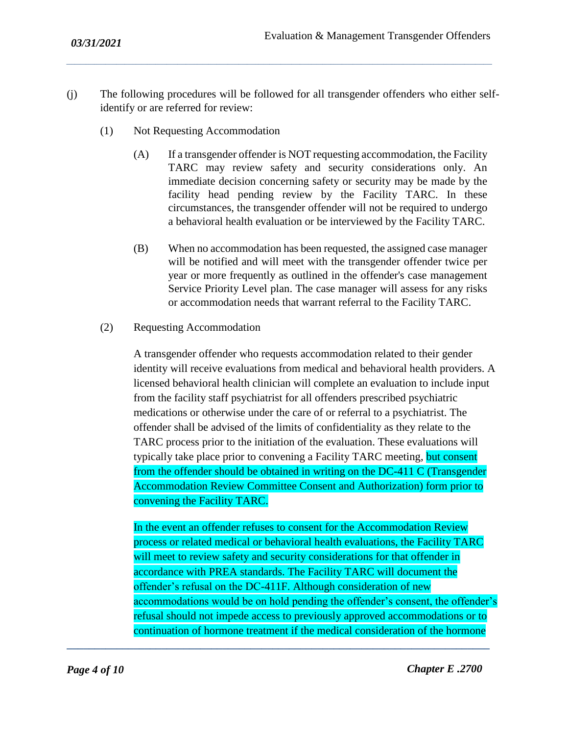(j) The following procedures will be followed for all transgender offenders who either self-identify or are referred for review:

(1) Not Requesting Accommodation

(A) If a transgender offender is NOT requesting accommodation, the Facility TARC may review safety and security considerations only. An immediate decision concerning safety or security may be made by the facility head pending review by the Facility TARC. In these circumstances, the transgender offender will not be required to undergo a behavioral health evaluation or be interviewed by the Facility TARC.

(B) When no accommodation has been requested, the assigned case manager will be notified and will meet with the transgender offender twice per year or more frequently as outlined in the offender's case management Service Priority Level plan. The case manager will assess for any risks or accommodation needs that warrant referral to the Facility TARC.

(2) Requesting Accommodation

A transgender offender who requests accommodation related to their gender identity will receive evaluations from medical and behavioral health providers. A licensed behavioral health clinician will complete an evaluation to include input from the facility staff psychiatrist for all offenders prescribed psychiatric medications or otherwise under the care of or referral to a psychiatrist. The offender shall be advised of the limits of confidentiality as they relate to the TARC process prior to the initiation of the evaluation. These evaluations will typically take place prior to convening a Facility TARC meeting, but consent from the offender should be obtained in writing on the DC-411 C (Transgender Accommodation Review Committee Consent and Authorization) form prior to convening the Facility TARC.

In the event an offender refuses to consent for the Accommodation Review process or related medical or behavioral health evaluations, the Facility TARC will meet to review safety and security considerations for that offender in accordance with PREA standards. The Facility TARC will document the offender's refusal on the DC-411F. Although consideration of new accommodations would be on hold pending the offender's consent, the offender's refusal should not impede access to previously approved accommodations or to continuation of hormone treatment if the medical consideration of the hormone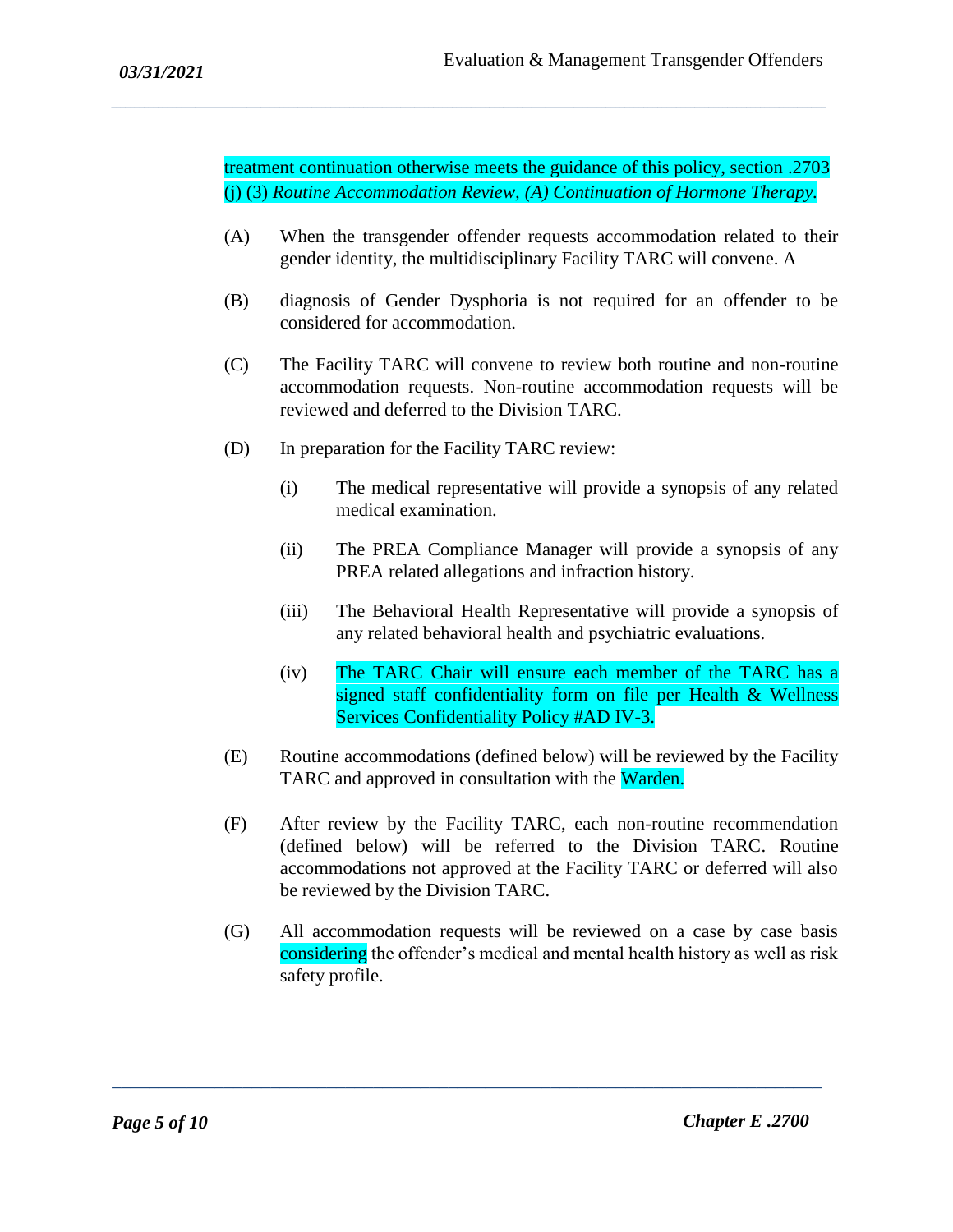treatment continuation otherwise meets the guidance of this policy, section .2703 (j) (3) *Routine Accommodation Review, (A) Continuation of Hormone Therapy.*

(A) When the transgender offender requests accommodation related to their gender identity, the multidisciplinary Facility TARC will convene. A

(B) diagnosis of Gender Dysphoria is not required for an offender to be considered for accommodation.

(C) The Facility TARC will convene to review both routine and non-routine accommodation requests. Non-routine accommodation requests will be reviewed and deferred to the Division TARC.

(D) In preparation for the Facility TARC review:

(i) The medical representative will provide a synopsis of any related medical examination.

(ii) The PREA Compliance Manager will provide a synopsis of any PREA related allegations and infraction history.

(iii) The Behavioral Health Representative will provide a synopsis of any related behavioral health and psychiatric evaluations.

(iv) The TARC Chair will ensure each member of the TARC has a signed staff confidentiality form on file per Health & Wellness Services Confidentiality Policy #AD IV-3.

(E) Routine accommodations (defined below) will be reviewed by the Facility TARC and approved in consultation with the Warden.

(F) After review by the Facility TARC, each non-routine recommendation (defined below) will be referred to the Division TARC. Routine accommodations not approved at the Facility TARC or deferred will also be reviewed by the Division TARC.

(G) All accommodation requests will be reviewed on a case by case basis considering the offender's medical and mental health history as well as risk safety profile.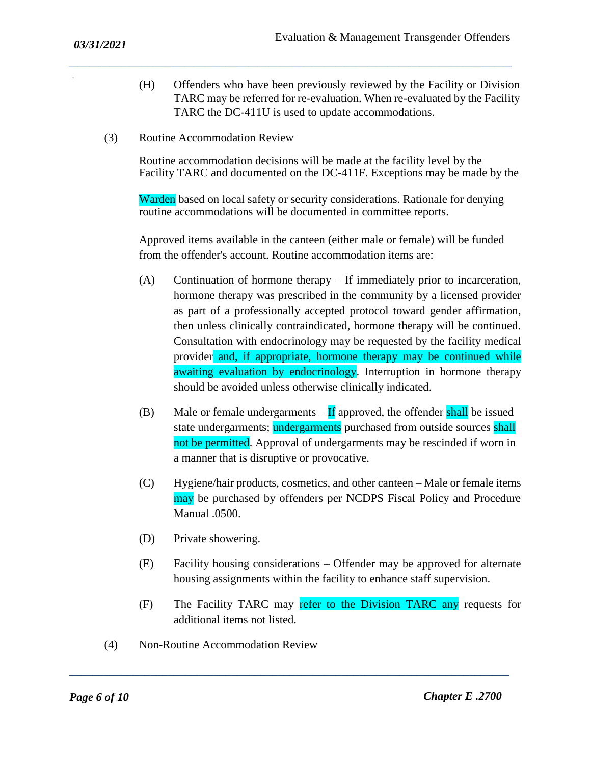(H) Offenders who have been previously reviewed by the Facility or Division TARC may be referred for re-evaluation. When re-evaluated by the Facility TARC the DC-411U is used to update accommodations.

(3) Routine Accommodation Review

Routine accommodation decisions will be made at the facility level by the Facility TARC and documented on the DC-411F. Exceptions may be made by the

Warden based on local safety or security considerations. Rationale for denying routine accommodations will be documented in committee reports.

Approved items available in the canteen (either male or female) will be funded from the offender's account. Routine accommodation items are:

(A) Continuation of hormone therapy – If immediately prior to incarceration, hormone therapy was prescribed in the community by a licensed provider as part of a professionally accepted protocol toward gender affirmation, then unless clinically contraindicated, hormone therapy will be continued. Consultation with endocrinology may be requested by the facility medical provider and, if appropriate, hormone therapy may be continued while awaiting evaluation by endocrinology. Interruption in hormone therapy should be avoided unless otherwise clinically indicated.

(B) Male or female undergarments – If approved, the offender shall be issued state undergarments; undergarments purchased from outside sources shall not be permitted. Approval of undergarments may be rescinded if worn in a manner that is disruptive or provocative.

(C) Hygiene/hair products, cosmetics, and other canteen – Male or female items may be purchased by offenders per NCDPS Fiscal Policy and Procedure Manual .0500.

(D) Private showering.

(E) Facility housing considerations – Offender may be approved for alternate housing assignments within the facility to enhance staff supervision.

(F) The Facility TARC may refer to the Division TARC any requests for additional items not listed.

(4) Non-Routine Accommodation Review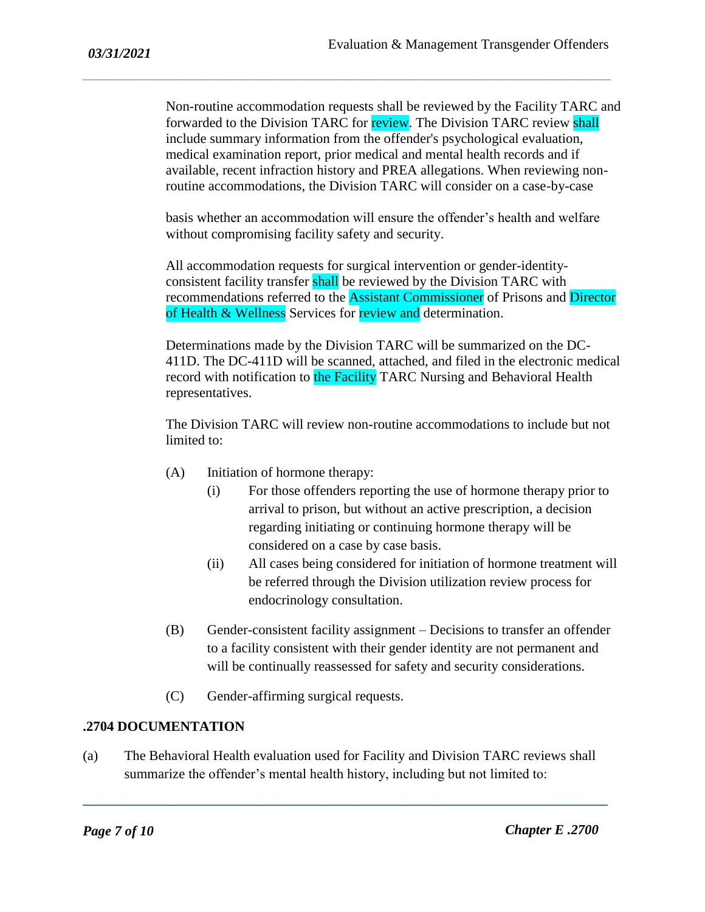Non-routine accommodation requests shall be reviewed by the Facility TARC and forwarded to the Division TARC for review. The Division TARC review shall include summary information from the offender's psychological evaluation, medical examination report, prior medical and mental health records and if available, recent infraction history and PREA allegations. When reviewing non-routine accommodations, the Division TARC will consider on a case-by-case basis whether an accommodation will ensure the offender's health and welfare without compromising facility safety and security.

All accommodation requests for surgical intervention or gender-identity-consistent facility transfer shall be reviewed by the Division TARC with recommendations referred to the Assistant Commissioner of Prisons and Director of Health & Wellness Services for review and determination.

Determinations made by the Division TARC will be summarized on the DC-411D. The DC-411D will be scanned, attached, and filed in the electronic medical record with notification to the Facility TARC Nursing and Behavioral Health representatives.

The Division TARC will review non-routine accommodations to include but not limited to:

(A) Initiation of hormone therapy:
   - (i) For those offenders reporting the use of hormone therapy prior to arrival to prison, but without an active prescription, a decision regarding initiating or continuing hormone therapy will be considered on a case by case basis.
   - (ii) All cases being considered for initiation of hormone treatment will be referred through the Division utilization review process for endocrinology consultation.

(B) Gender-consistent facility assignment – Decisions to transfer an offender to a facility consistent with their gender identity are not permanent and will be continually reassessed for safety and security considerations.

(C) Gender-affirming surgical requests.

## .2704 DOCUMENTATION

(a) The Behavioral Health evaluation used for Facility and Division TARC reviews shall summarize the offender's mental health history, including but not limited to: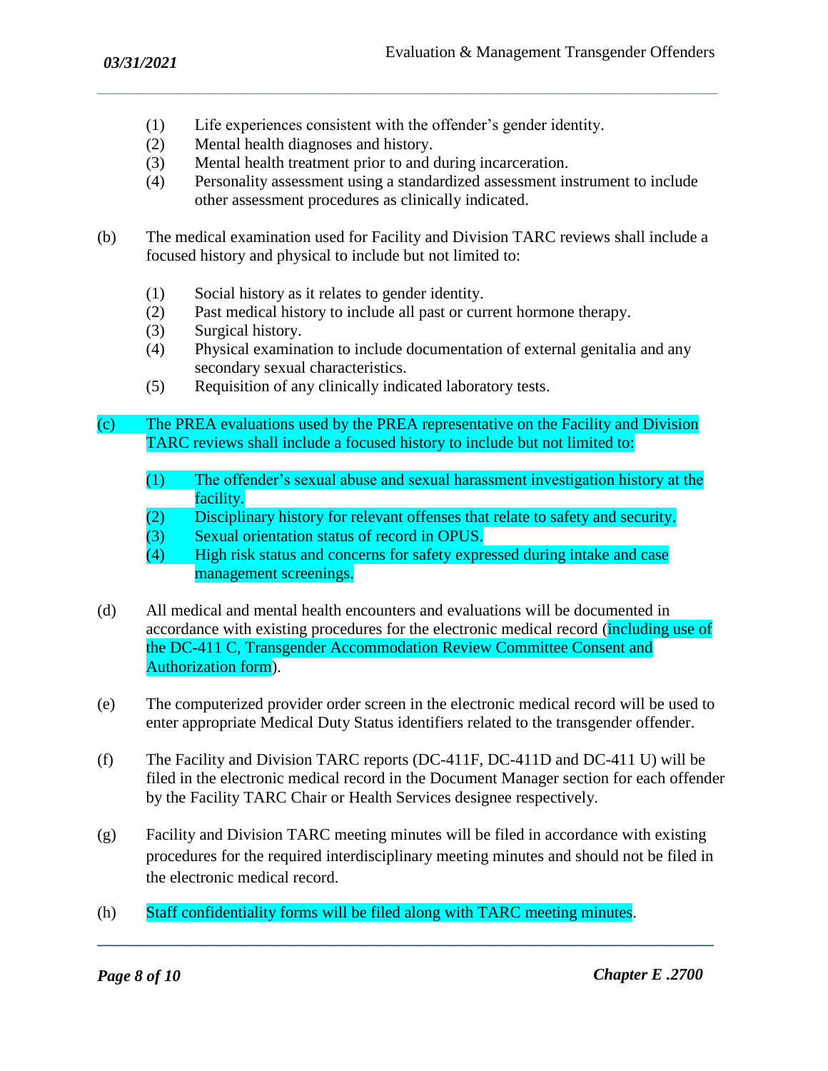(1) Life experiences consistent with the offender's gender identity.
(2) Mental health diagnoses and history.
(3) Mental health treatment prior to and during incarceration.
(4) Personality assessment using a standardized assessment instrument to include other assessment procedures as clinically indicated.

(b) The medical examination used for Facility and Division TARC reviews shall include a focused history and physical to include but not limited to:

(1) Social history as it relates to gender identity.
(2) Past medical history to include all past or current hormone therapy.
(3) Surgical history.
(4) Physical examination to include documentation of external genitalia and any secondary sexual characteristics.
(5) Requisition of any clinically indicated laboratory tests.

(c) The PREA evaluations used by the PREA representative on the Facility and Division TARC reviews shall include a focused history to include but not limited to:

(1) The offender's sexual abuse and sexual harassment investigation history at the facility.
(2) Disciplinary history for relevant offenses that relate to safety and security.
(3) Sexual orientation status of record in OPUS.
(4) High risk status and concerns for safety expressed during intake and case management screenings.

(d) All medical and mental health encounters and evaluations will be documented in accordance with existing procedures for the electronic medical record (including use of the DC-411 C, Transgender Accommodation Review Committee Consent and Authorization form).

(e) The computerized provider order screen in the electronic medical record will be used to enter appropriate Medical Duty Status identifiers related to the transgender offender.

(f) The Facility and Division TARC reports (DC-411F, DC-411D and DC-411 U) will be filed in the electronic medical record in the Document Manager section for each offender by the Facility TARC Chair or Health Services designee respectively.

(g) Facility and Division TARC meeting minutes will be filed in accordance with existing procedures for the required interdisciplinary meeting minutes and should not be filed in the electronic medical record.

(h) Staff confidentiality forms will be filed along with TARC meeting minutes.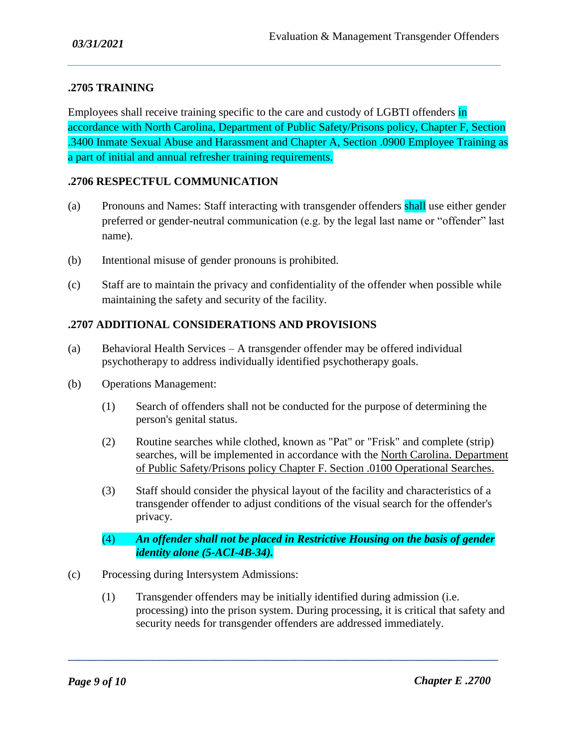### .2705 TRAINING

Employees shall receive training specific to the care and custody of LGBTI offenders in accordance with North Carolina, Department of Public Safety/Prisons policy, Chapter F, Section .3400 Inmate Sexual Abuse and Harassment and Chapter A, Section .0900 Employee Training as a part of initial and annual refresher training requirements.

### .2706 RESPECTFUL COMMUNICATION

(a) Pronouns and Names: Staff interacting with transgender offenders shall use either gender preferred or gender-neutral communication (e.g. by the legal last name or "offender" last name).

(b) Intentional misuse of gender pronouns is prohibited.

(c) Staff are to maintain the privacy and confidentiality of the offender when possible while maintaining the safety and security of the facility.

### .2707 ADDITIONAL CONSIDERATIONS AND PROVISIONS

(a) Behavioral Health Services – A transgender offender may be offered individual psychotherapy to address individually identified psychotherapy goals.

(b) Operations Management:

(1) Search of offenders shall not be conducted for the purpose of determining the person's genital status.

(2) Routine searches while clothed, known as "Pat" or "Frisk" and complete (strip) searches, will be implemented in accordance with the North Carolina. Department of Public Safety/Prisons policy Chapter F. Section .0100 Operational Searches.

(3) Staff should consider the physical layout of the facility and characteristics of a transgender offender to adjust conditions of the visual search for the offender's privacy.

(4) ***An offender shall not be placed in Restrictive Housing on the basis of gender identity alone (5-ACI-4B-34).***

(c) Processing during Intersystem Admissions:

(1) Transgender offenders may be initially identified during admission (i.e. processing) into the prison system. During processing, it is critical that safety and security needs for transgender offenders are addressed immediately.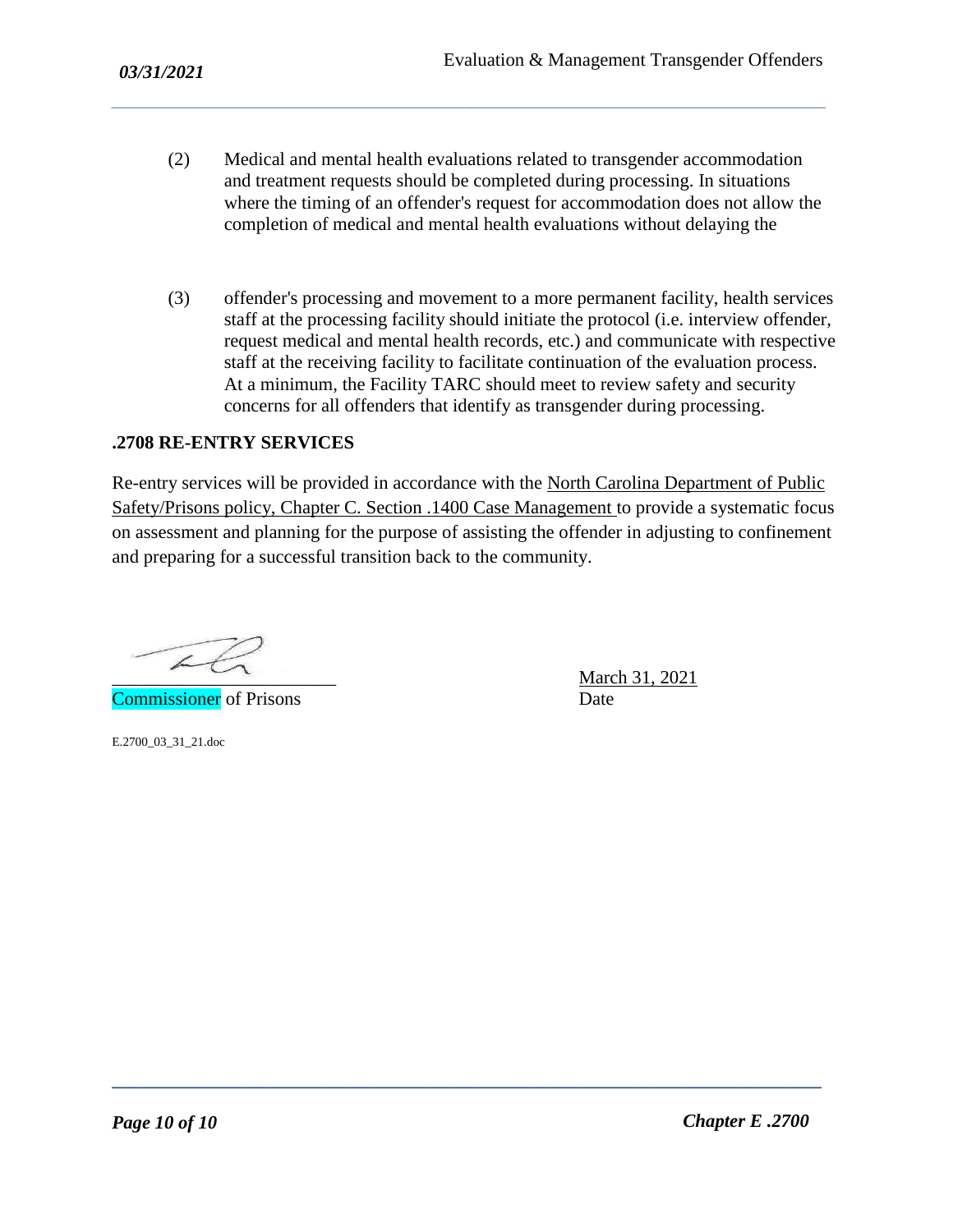(2) Medical and mental health evaluations related to transgender accommodation and treatment requests should be completed during processing. In situations where the timing of an offender's request for accommodation does not allow the completion of medical and mental health evaluations without delaying the

(3) offender's processing and movement to a more permanent facility, health services staff at the processing facility should initiate the protocol (i.e. interview offender, request medical and mental health records, etc.) and communicate with respective staff at the receiving facility to facilitate continuation of the evaluation process. At a minimum, the Facility TARC should meet to review safety and security concerns for all offenders that identify as transgender during processing.

## .2708 RE-ENTRY SERVICES

Re-entry services will be provided in accordance with the North Carolina Department of Public Safety/Prisons policy, Chapter C. Section .1400 Case Management to provide a systematic focus on assessment and planning for the purpose of assisting the offender in adjusting to confinement and preparing for a successful transition back to the community.

_______________________
Commissioner of Prisons

March 31, 2021
Date

E.2700_03_31_21.doc